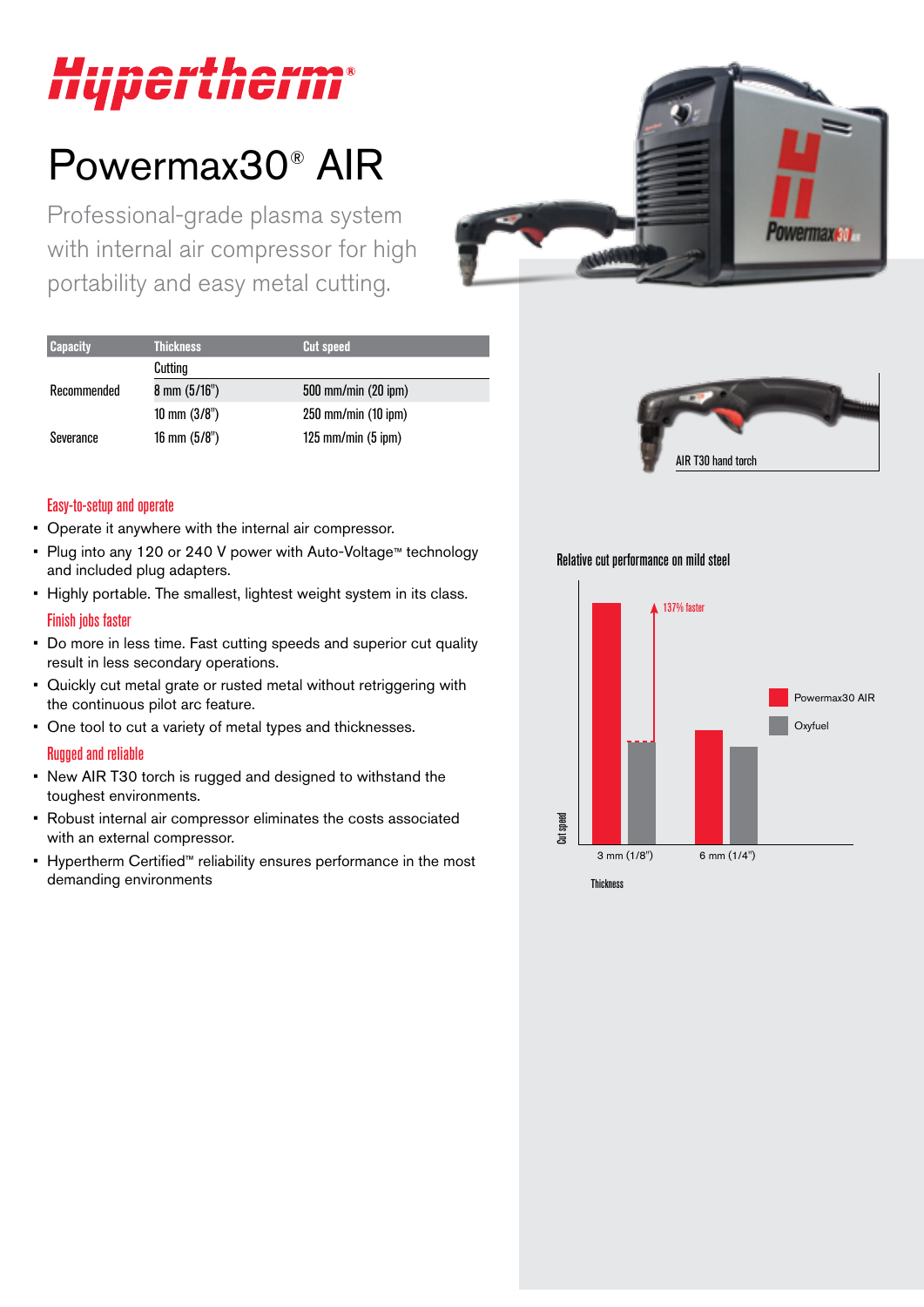# Hypertherm

## Powermax30® AIR

Professional-grade plasma system with internal air compressor for high portability and easy metal cutting.

| Capacity | Thickness | Cut speed |
|---|---|---|
| | Cutting | |
| Recommended | 8 mm (5/16") | 500 mm/min (20 ipm) |
| | 10 mm (3/8") | 250 mm/min (10 ipm) |
| Severance | 16 mm (5/8") | 125 mm/min (5 ipm) |

### Easy-to-setup and operate

- Operate it anywhere with the internal air compressor.
- Plug into any 120 or 240 V power with Auto-Voltage™ technology and included plug adapters.
- Highly portable. The smallest, lightest weight system in its class.

### Finish jobs faster

- Do more in less time. Fast cutting speeds and superior cut quality result in less secondary operations.
- Quickly cut metal grate or rusted metal without retriggering with the continuous pilot arc feature.
- One tool to cut a variety of metal types and thicknesses.

### Rugged and reliable

- New AIR T30 torch is rugged and designed to withstand the toughest environments.
- Robust internal air compressor eliminates the costs associated with an external compressor.
- Hypertherm Certified™ reliability ensures performance in the most demanding environments

AIR T30 hand torch

**Relative cut performance on mild steel**

137% faster

Powermax30 AIR

Oxyfuel

Cut speed

3 mm (1/8")

6 mm (1/4")

Thickness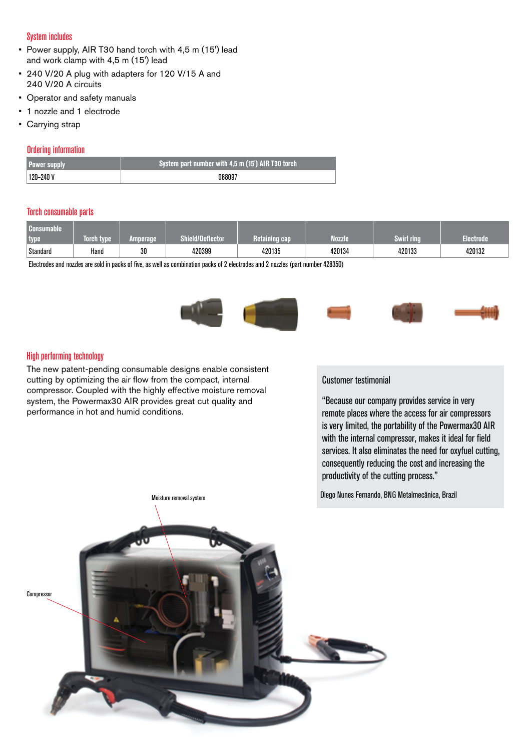## System includes

- Power supply, AIR T30 hand torch with 4,5 m (15') lead and work clamp with 4,5 m (15') lead
- 240 V/20 A plug with adapters for 120 V/15 A and 240 V/20 A circuits
- Operator and safety manuals
- 1 nozzle and 1 electrode
- Carrying strap

## Ordering information

| Power supply | System part number with 4,5 m (15') AIR T30 torch |
|---|---|
| 120–240 V | 088097 |

## Torch consumable parts

| Consumable type | Torch type | Amperage | Shield/Deflector | Retaining cap | Nozzle | Swirl ring | Electrode |
|---|---|---|---|---|---|---|---|
| Standard | Hand | 30 | 420399 | 420135 | 420134 | 420133 | 420132 |

Electrodes and nozzles are sold in packs of five, as well as combination packs of 2 electrodes and 2 nozzles (part number 428350)

## High performing technology

The new patent-pending consumable designs enable consistent cutting by optimizing the air flow from the compact, internal compressor. Coupled with the highly effective moisture removal system, the Powermax30 AIR provides great cut quality and performance in hot and humid conditions.

Moisture removal system

Compressor

### Customer testimonial

"Because our company provides service in very remote places where the access for air compressors is very limited, the portability of the Powermax30 AIR with the internal compressor, makes it ideal for field services. It also eliminates the need for oxyfuel cutting, consequently reducing the cost and increasing the productivity of the cutting process."

Diego Nunes Fernando, BNG Metalmecânica, Brazil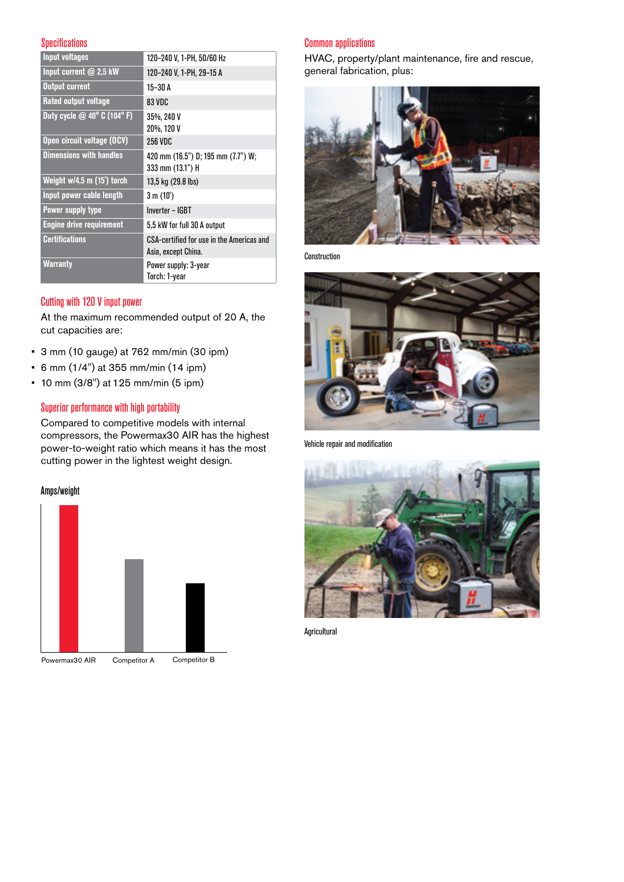## Specifications

| | |
|---|---|
| Input voltages | 120–240 V, 1-PH, 50/60 Hz |
| Input current @ 2,5 kW | 120–240 V, 1-PH, 29–15 A |
| Output current | 15–30 A |
| Rated output voltage | 83 VDC |
| Duty cycle @ 40° C (104° F) | 35%, 240 V<br>20%, 120 V |
| Open circuit voltage (OCV) | 256 VDC |
| Dimensions with handles | 420 mm (16.5") D; 195 mm (7.7") W; 333 mm (13.1") H |
| Weight w/4,5 m (15') torch | 13,5 kg (29.8 lbs) |
| Input power cable length | 3 m (10') |
| Power supply type | Inverter – IGBT |
| Engine drive requirement | 5,5 kW for full 30 A output |
| Certifications | CSA-certified for use in the Americas and Asia, except China. |
| Warranty | Power supply: 3-year<br>Torch: 1-year |

## Cutting with 120 V input power

At the maximum recommended output of 20 A, the cut capacities are:

- 3 mm (10 gauge) at 762 mm/min (30 ipm)
- 6 mm (1/4") at 355 mm/min (14 ipm)
- 10 mm (3/8") at 125 mm/min (5 ipm)

## Superior performance with high portability

Compared to competitive models with internal compressors, the Powermax30 AIR has the highest power-to-weight ratio which means it has the most cutting power in the lightest weight design.

**Amps/weight**

Powermax30 AIR    Competitor A    Competitor B

## Common applications

HVAC, property/plant maintenance, fire and rescue, general fabrication, plus:

Construction

Vehicle repair and modification

Agricultural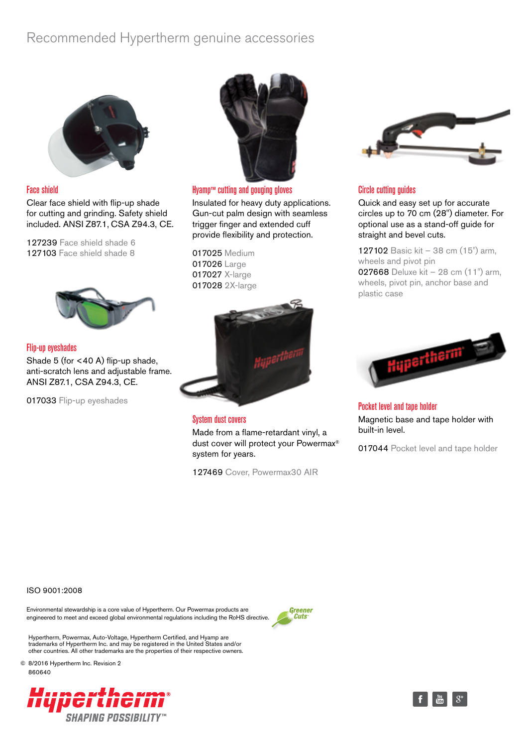# Recommended Hypertherm genuine accessories

## Face shield

Clear face shield with flip-up shade for cutting and grinding. Safety shield included. ANSI Z87.1, CSA Z94.3, CE.

127239 Face shield shade 6
127103 Face shield shade 8

## Flip-up eyeshades

Shade 5 (for <40 A) flip-up shade, anti-scratch lens and adjustable frame. ANSI Z87.1, CSA Z94.3, CE.

017033 Flip-up eyeshades

## Hyamp™ cutting and gouging gloves

Insulated for heavy duty applications. Gun-cut palm design with seamless trigger finger and extended cuff provide flexibility and protection.

017025 Medium
017026 Large
017027 X-large
017028 2X-large

## System dust covers

Made from a flame-retardant vinyl, a dust cover will protect your Powermax® system for years.

127469 Cover, Powermax30 AIR

## Circle cutting guides

Quick and easy set up for accurate circles up to 70 cm (28") diameter. For optional use as a stand-off guide for straight and bevel cuts.

127102 Basic kit – 38 cm (15") arm, wheels and pivot pin
027668 Deluxe kit – 28 cm (11") arm, wheels, pivot pin, anchor base and plastic case

## Pocket level and tape holder

Magnetic base and tape holder with built-in level.

017044 Pocket level and tape holder

ISO 9001:2008

Environmental stewardship is a core value of Hypertherm. Our Powermax products are engineered to meet and exceed global environmental regulations including the RoHS directive.

Greener Cuts

Hypertherm, Powermax, Auto-Voltage, Hypertherm Certified, and Hyamp are trademarks of Hypertherm Inc. and may be registered in the United States and/or other countries. All other trademarks are the properties of their respective owners.

© 8/2016 Hypertherm Inc. Revision 2
860640

Hypertherm®
SHAPING POSSIBILITY™